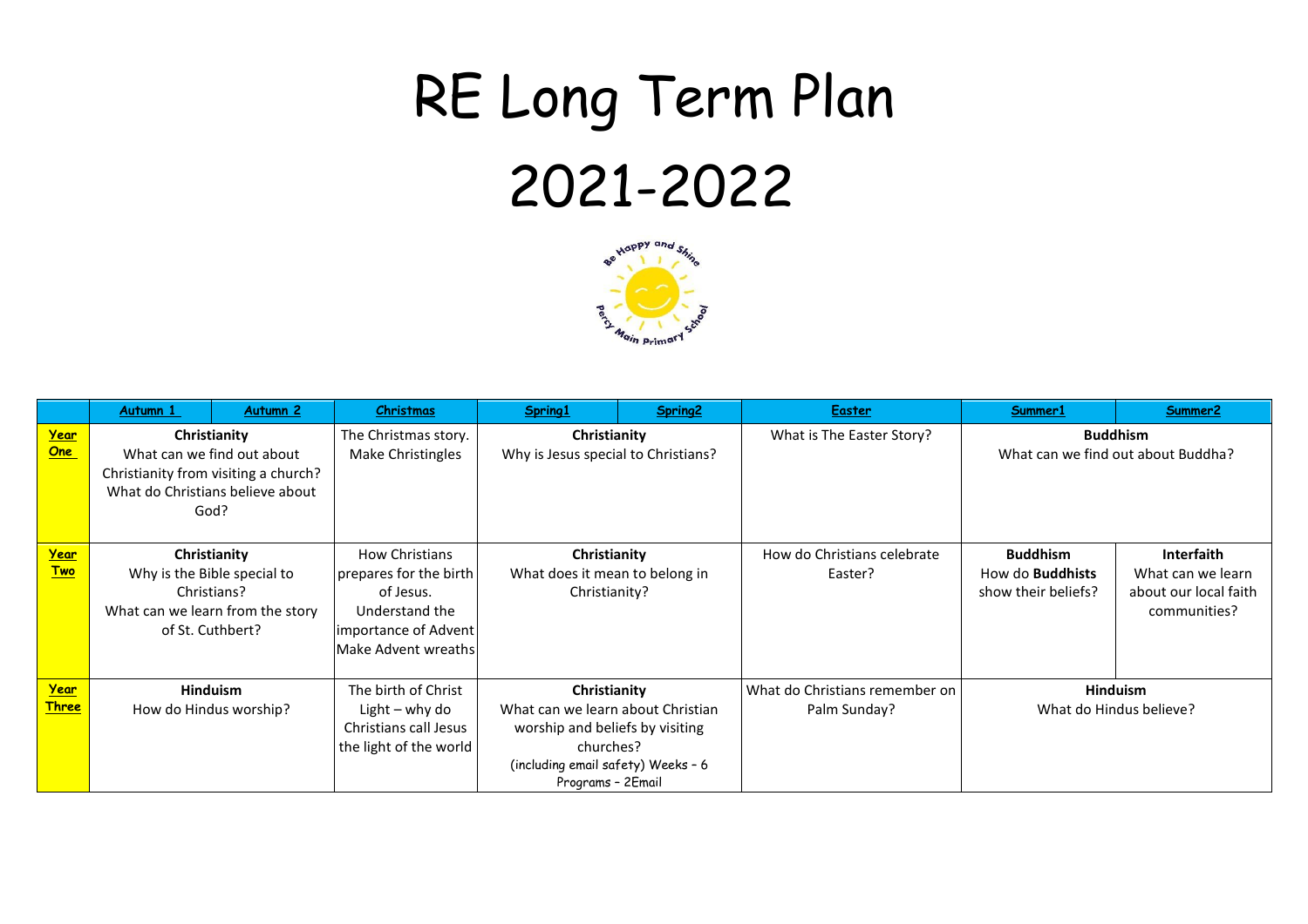# RE Long Term Plan

# 2021-2022

| | Autumn 1 | Autumn 2 | Christmas | Spring1 | Spring2 | Easter | Summer1 | Summer2 |
|---|---|---|---|---|---|---|---|---|
| **Year One** | **Christianity** What can we find out about Christianity from visiting a church? What do Christians believe about God? | | The Christmas story. Make Christingles | **Christianity** Why is Jesus special to Christians? | | What is The Easter Story? | **Buddhism** What can we find out about Buddha? | |
| **Year Two** | **Christianity** Why is the Bible special to Christians? What can we learn from the story of St. Cuthbert? | | How Christians prepares for the birth of Jesus. Understand the importance of Advent Make Advent wreaths | **Christianity** What does it mean to belong in Christianity? | | How do Christians celebrate Easter? | **Buddhism** How do **Buddhists** show their beliefs? | **Interfaith** What can we learn about our local faith communities? |
| **Year Three** | **Hinduism** How do Hindus worship? | | The birth of Christ Light – why do Christians call Jesus the light of the world | **Christianity** What can we learn about Christian worship and beliefs by visiting churches? (including email safety) Weeks - 6 Programs - 2Email | | What do Christians remember on Palm Sunday? | **Hinduism** What do Hindus believe? | |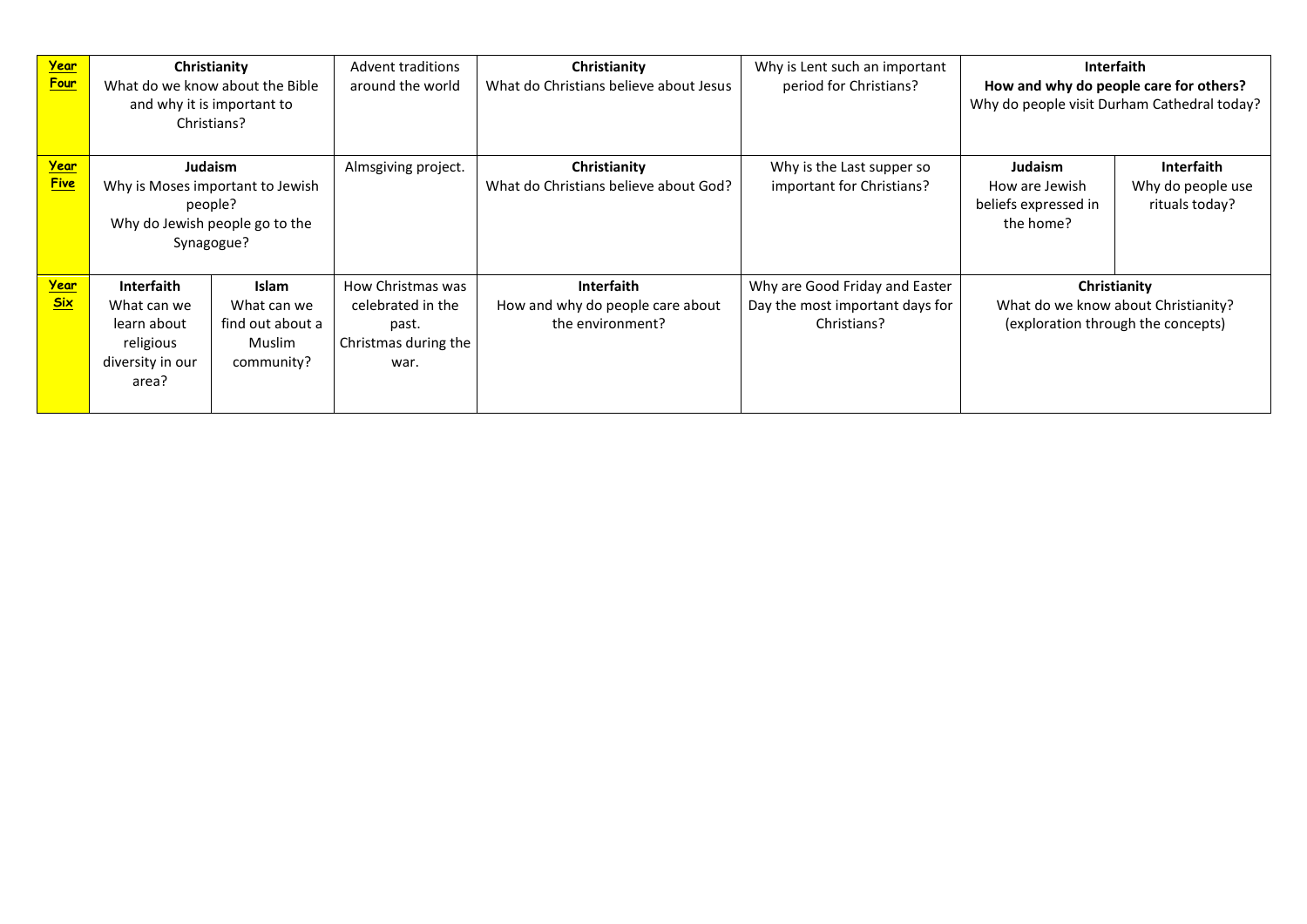| | | | | | | | |
|---|---|---|---|---|---|---|---|
| **Year Four** | **Christianity** What do we know about the Bible and why it is important to Christians? | | Advent traditions around the world | **Christianity** What do Christians believe about Jesus | Why is Lent such an important period for Christians? | **Interfaith** **How and why do people care for others?** Why do people visit Durham Cathedral today? | |
| **Year Five** | **Judaism** Why is Moses important to Jewish people? Why do Jewish people go to the Synagogue? | | Almsgiving project. | **Christianity** What do Christians believe about God? | Why is the Last supper so important for Christians? | **Judaism** How are Jewish beliefs expressed in the home? | **Interfaith** Why do people use rituals today? |
| **Year Six** | **Interfaith** What can we learn about religious diversity in our area? | **Islam** What can we find out about a Muslim community? | How Christmas was celebrated in the past. Christmas during the war. | **Interfaith** How and why do people care about the environment? | Why are Good Friday and Easter Day the most important days for Christians? | **Christianity** What do we know about Christianity? (exploration through the concepts) | |